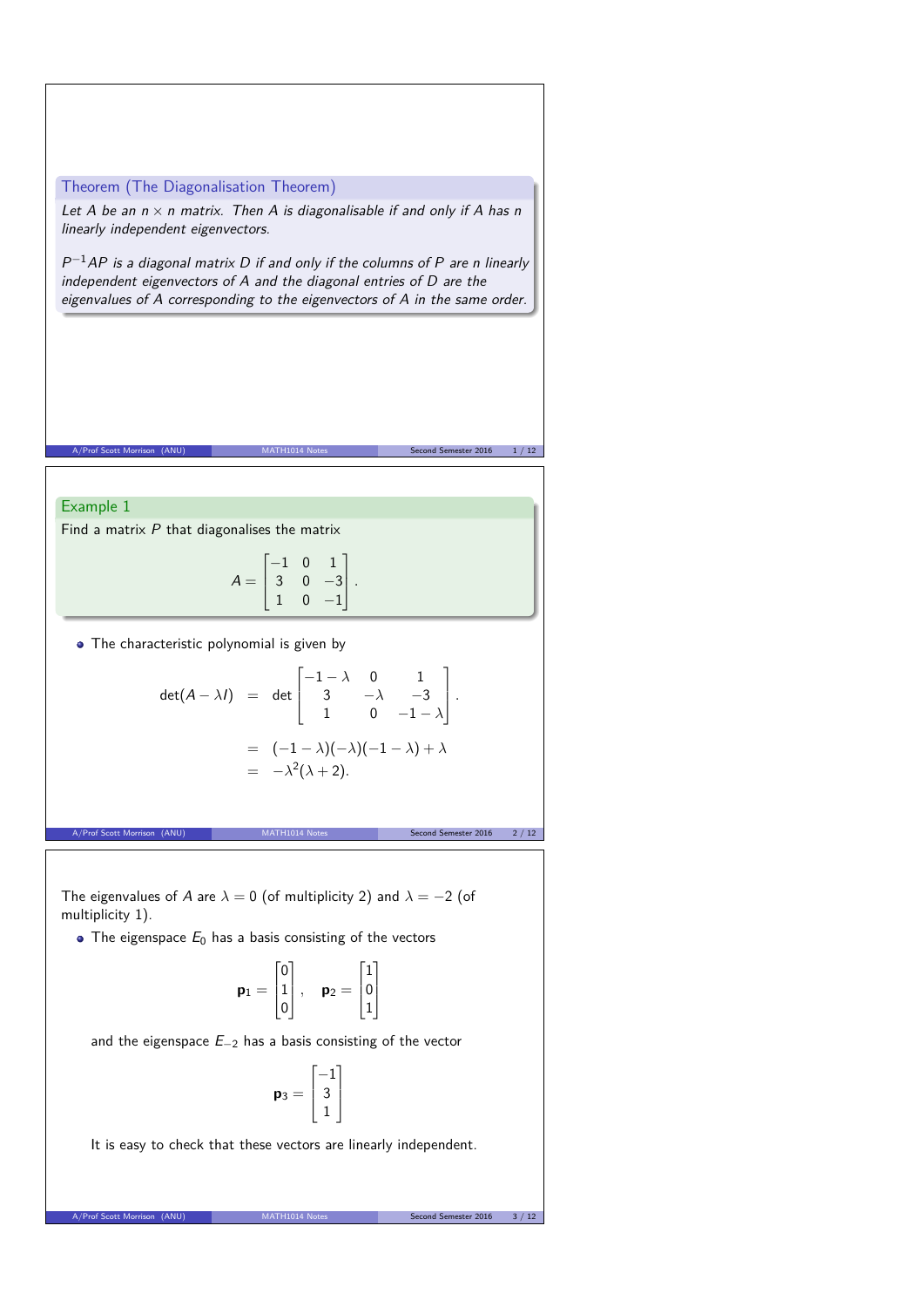## Theorem (The Diagonalisation Theorem)

*Let $A$ be an $n \times n$ matrix. Then $A$ is diagonalisable if and only if $A$ has $n$ linearly independent eigenvectors.*

*$P^{-1}AP$ is a diagonal matrix $D$ if and only if the columns of $P$ are $n$ linearly independent eigenvectors of $A$ and the diagonal entries of $D$ are the eigenvalues of $A$ corresponding to the eigenvectors of $A$ in the same order.*

## Example 1

Find a matrix $P$ that diagonalises the matrix

$$A = \begin{bmatrix} -1 & 0 & 1 \\ 3 & 0 & -3 \\ 1 & 0 & -1 \end{bmatrix}.$$

- The characteristic polynomial is given by

$$\begin{aligned} \det(A - \lambda I) &= \det \begin{bmatrix} -1-\lambda & 0 & 1 \\ 3 & -\lambda & -3 \\ 1 & 0 & -1-\lambda \end{bmatrix}. \\ &= (-1-\lambda)(-\lambda)(-1-\lambda) + \lambda \\ &= -\lambda^2(\lambda + 2). \end{aligned}$$

The eigenvalues of $A$ are $\lambda = 0$ (of multiplicity 2) and $\lambda = -2$ (of multiplicity 1).

- The eigenspace $E_0$ has a basis consisting of the vectors

$$\mathbf{p}_1 = \begin{bmatrix} 0 \\ 1 \\ 0 \end{bmatrix}, \quad \mathbf{p}_2 = \begin{bmatrix} 1 \\ 0 \\ 1 \end{bmatrix}$$

and the eigenspace $E_{-2}$ has a basis consisting of the vector

$$\mathbf{p}_3 = \begin{bmatrix} -1 \\ 3 \\ 1 \end{bmatrix}$$

It is easy to check that these vectors are linearly independent.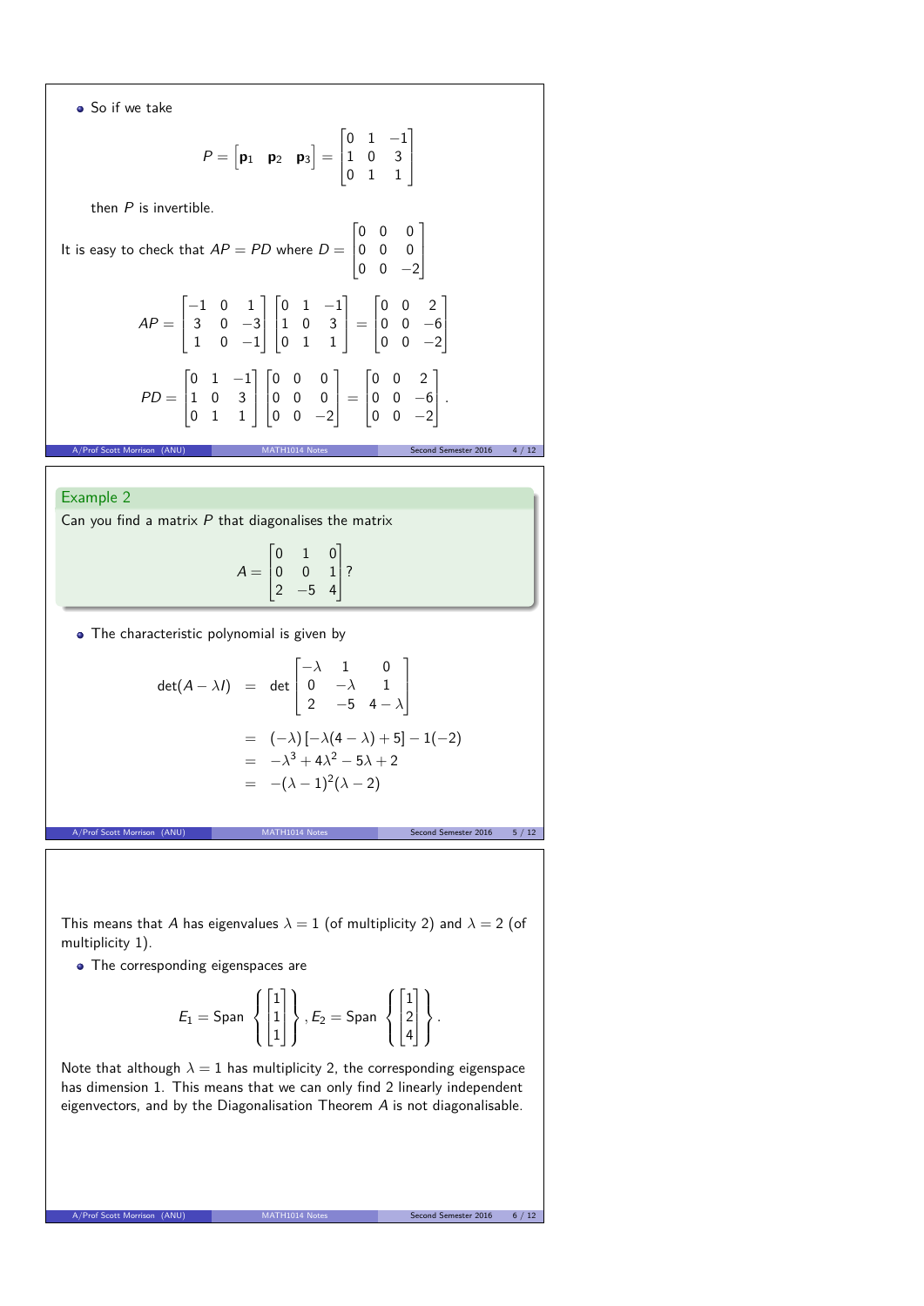- So if we take

$$P = \begin{bmatrix} \mathbf{p}_1 & \mathbf{p}_2 & \mathbf{p}_3 \end{bmatrix} = \begin{bmatrix} 0 & 1 & -1 \\ 1 & 0 & 3 \\ 0 & 1 & 1 \end{bmatrix}$$

  then $P$ is invertible.

It is easy to check that $AP = PD$ where $D = \begin{bmatrix} 0 & 0 & 0 \\ 0 & 0 & 0 \\ 0 & 0 & -2 \end{bmatrix}$

$$AP = \begin{bmatrix} -1 & 0 & 1 \\ 3 & 0 & -3 \\ 1 & 0 & -1 \end{bmatrix} \begin{bmatrix} 0 & 1 & -1 \\ 1 & 0 & 3 \\ 0 & 1 & 1 \end{bmatrix} = \begin{bmatrix} 0 & 0 & 2 \\ 0 & 0 & -6 \\ 0 & 0 & -2 \end{bmatrix}$$

$$PD = \begin{bmatrix} 0 & 1 & -1 \\ 1 & 0 & 3 \\ 0 & 1 & 1 \end{bmatrix} \begin{bmatrix} 0 & 0 & 0 \\ 0 & 0 & 0 \\ 0 & 0 & -2 \end{bmatrix} = \begin{bmatrix} 0 & 0 & 2 \\ 0 & 0 & -6 \\ 0 & 0 & -2 \end{bmatrix}.$$

## Example 2

Can you find a matrix $P$ that diagonalises the matrix

$$A = \begin{bmatrix} 0 & 1 & 0 \\ 0 & 0 & 1 \\ 2 & -5 & 4 \end{bmatrix}?$$

- The characteristic polynomial is given by

$$\begin{aligned} \det(A - \lambda I) &= \det \begin{bmatrix} -\lambda & 1 & 0 \\ 0 & -\lambda & 1 \\ 2 & -5 & 4-\lambda \end{bmatrix} \\ &= (-\lambda)\left[-\lambda(4-\lambda)+5\right] - 1(-2) \\ &= -\lambda^3 + 4\lambda^2 - 5\lambda + 2 \\ &= -(\lambda-1)^2(\lambda-2) \end{aligned}$$

This means that $A$ has eigenvalues $\lambda = 1$ (of multiplicity 2) and $\lambda = 2$ (of multiplicity 1).

- The corresponding eigenspaces are

$$E_1 = \text{Span}\left\{ \begin{bmatrix} 1 \\ 1 \\ 1 \end{bmatrix} \right\}, E_2 = \text{Span}\left\{ \begin{bmatrix} 1 \\ 2 \\ 4 \end{bmatrix} \right\}.$$

Note that although $\lambda = 1$ has multiplicity 2, the corresponding eigenspace has dimension 1. This means that we can only find 2 linearly independent eigenvectors, and by the Diagonalisation Theorem $A$ is not diagonalisable.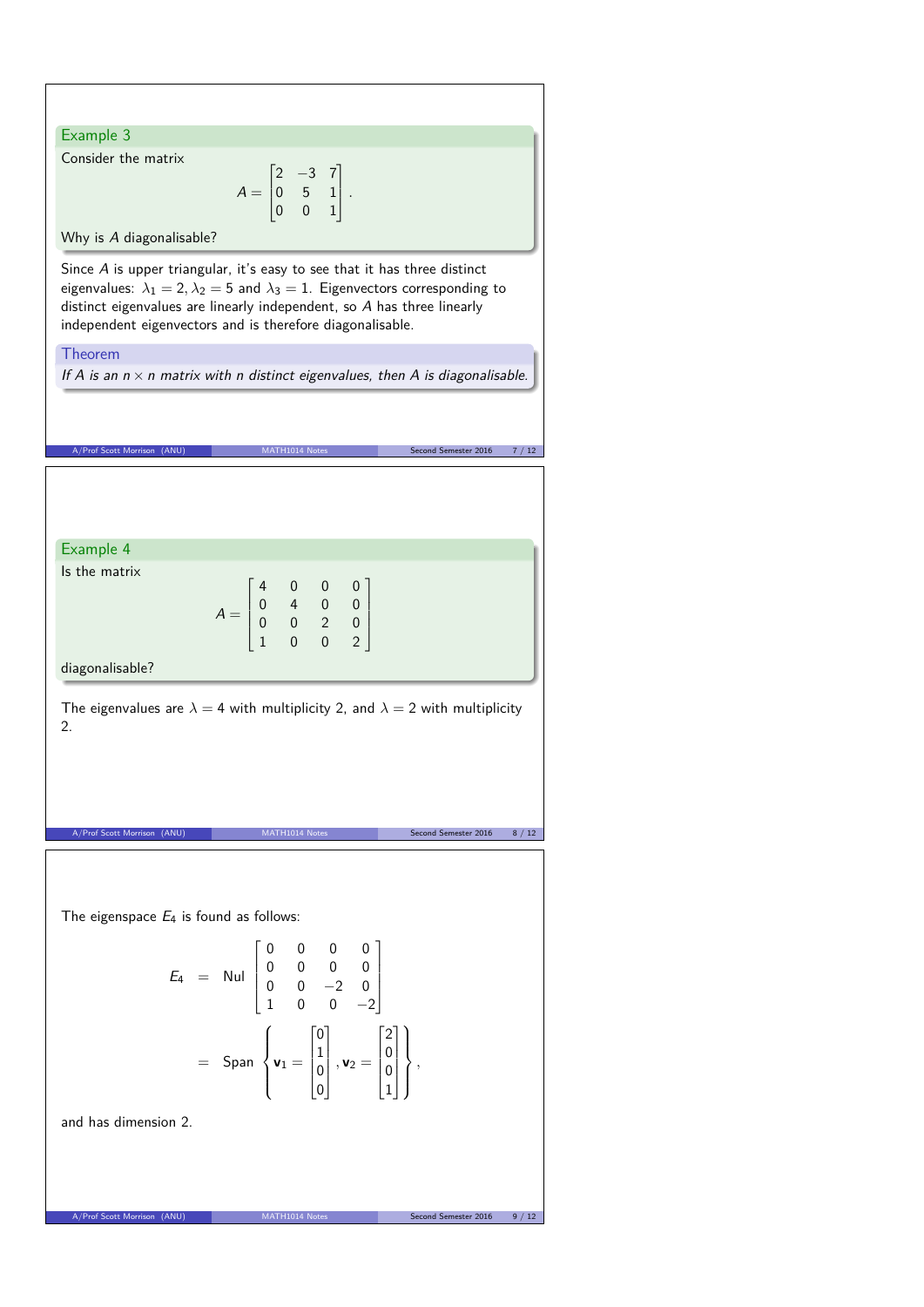## Example 3

Consider the matrix

$$A = \begin{bmatrix} 2 & -3 & 7 \\ 0 & 5 & 1 \\ 0 & 0 & 1 \end{bmatrix}.$$

Why is $A$ diagonalisable?

Since $A$ is upper triangular, it's easy to see that it has three distinct eigenvalues: $\lambda_1 = 2, \lambda_2 = 5$ and $\lambda_3 = 1$. Eigenvectors corresponding to distinct eigenvalues are linearly independent, so $A$ has three linearly independent eigenvectors and is therefore diagonalisable.

## Theorem

*If $A$ is an $n \times n$ matrix with $n$ distinct eigenvalues, then $A$ is diagonalisable.*

## Example 4

Is the matrix

$$A = \begin{bmatrix} 4 & 0 & 0 & 0 \\ 0 & 4 & 0 & 0 \\ 0 & 0 & 2 & 0 \\ 1 & 0 & 0 & 2 \end{bmatrix}$$

diagonalisable?

The eigenvalues are $\lambda = 4$ with multiplicity 2, and $\lambda = 2$ with multiplicity 2.

The eigenspace $E_4$ is found as follows:

$$\begin{aligned} E_4 &= \text{Nul} \begin{bmatrix} 0 & 0 & 0 & 0 \\ 0 & 0 & 0 & 0 \\ 0 & 0 & -2 & 0 \\ 1 & 0 & 0 & -2 \end{bmatrix} \\ &= \text{Span} \left\{ \mathbf{v}_1 = \begin{bmatrix} 0 \\ 1 \\ 0 \\ 0 \end{bmatrix}, \mathbf{v}_2 = \begin{bmatrix} 2 \\ 0 \\ 0 \\ 1 \end{bmatrix} \right\}, \end{aligned}$$

and has dimension 2.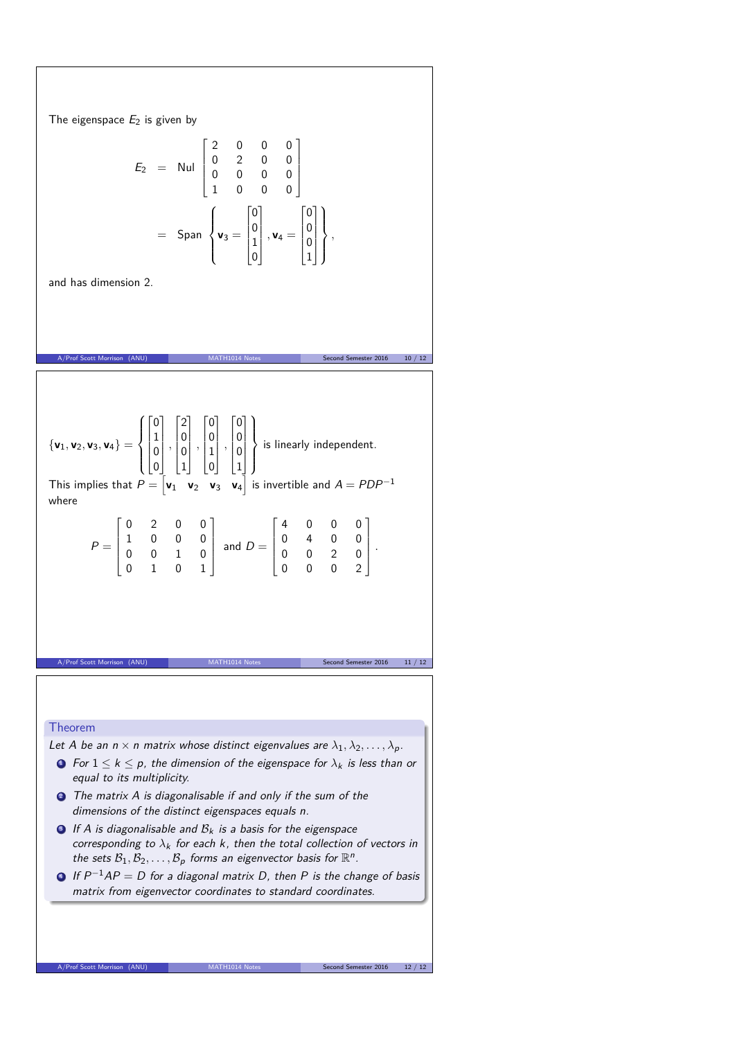The eigenspace $E_2$ is given by

$$
\begin{aligned}
E_2 &= \text{Nul} \begin{bmatrix} 2 & 0 & 0 & 0 \\ 0 & 2 & 0 & 0 \\ 0 & 0 & 0 & 0 \\ 1 & 0 & 0 & 0 \end{bmatrix} \\
&= \text{Span} \left\{ \mathbf{v}_3 = \begin{bmatrix} 0 \\ 0 \\ 1 \\ 0 \end{bmatrix}, \mathbf{v}_4 = \begin{bmatrix} 0 \\ 0 \\ 0 \\ 1 \end{bmatrix} \right\},
\end{aligned}
$$

and has dimension 2.

$$
\{\mathbf{v}_1, \mathbf{v}_2, \mathbf{v}_3, \mathbf{v}_4\} = \left\{ \begin{bmatrix} 0 \\ 1 \\ 0 \\ 0 \end{bmatrix}, \begin{bmatrix} 2 \\ 0 \\ 0 \\ 1 \end{bmatrix}, \begin{bmatrix} 0 \\ 0 \\ 1 \\ 0 \end{bmatrix}, \begin{bmatrix} 0 \\ 0 \\ 0 \\ 1 \end{bmatrix} \right\} \text{ is linearly independent.}
$$

This implies that $P = \begin{bmatrix} \mathbf{v}_1 & \mathbf{v}_2 & \mathbf{v}_3 & \mathbf{v}_4 \end{bmatrix}$ is invertible and $A = PDP^{-1}$ where

$$
P = \begin{bmatrix} 0 & 2 & 0 & 0 \\ 1 & 0 & 0 & 0 \\ 0 & 0 & 1 & 0 \\ 0 & 1 & 0 & 1 \end{bmatrix} \text{ and } D = \begin{bmatrix} 4 & 0 & 0 & 0 \\ 0 & 4 & 0 & 0 \\ 0 & 0 & 2 & 0 \\ 0 & 0 & 0 & 2 \end{bmatrix}.
$$

### Theorem

*Let $A$ be an $n \times n$ matrix whose distinct eigenvalues are $\lambda_1, \lambda_2, \ldots, \lambda_p$.*

1. *For $1 \le k \le p$, the dimension of the eigenspace for $\lambda_k$ is less than or equal to its multiplicity.*
2. *The matrix $A$ is diagonalisable if and only if the sum of the dimensions of the distinct eigenspaces equals $n$.*
3. *If $A$ is diagonalisable and $\mathcal{B}_k$ is a basis for the eigenspace corresponding to $\lambda_k$ for each $k$, then the total collection of vectors in the sets $\mathcal{B}_1, \mathcal{B}_2, \ldots, \mathcal{B}_p$ forms an eigenvector basis for $\mathbb{R}^n$.*
4. *If $P^{-1}AP = D$ for a diagonal matrix $D$, then $P$ is the change of basis matrix from eigenvector coordinates to standard coordinates.*